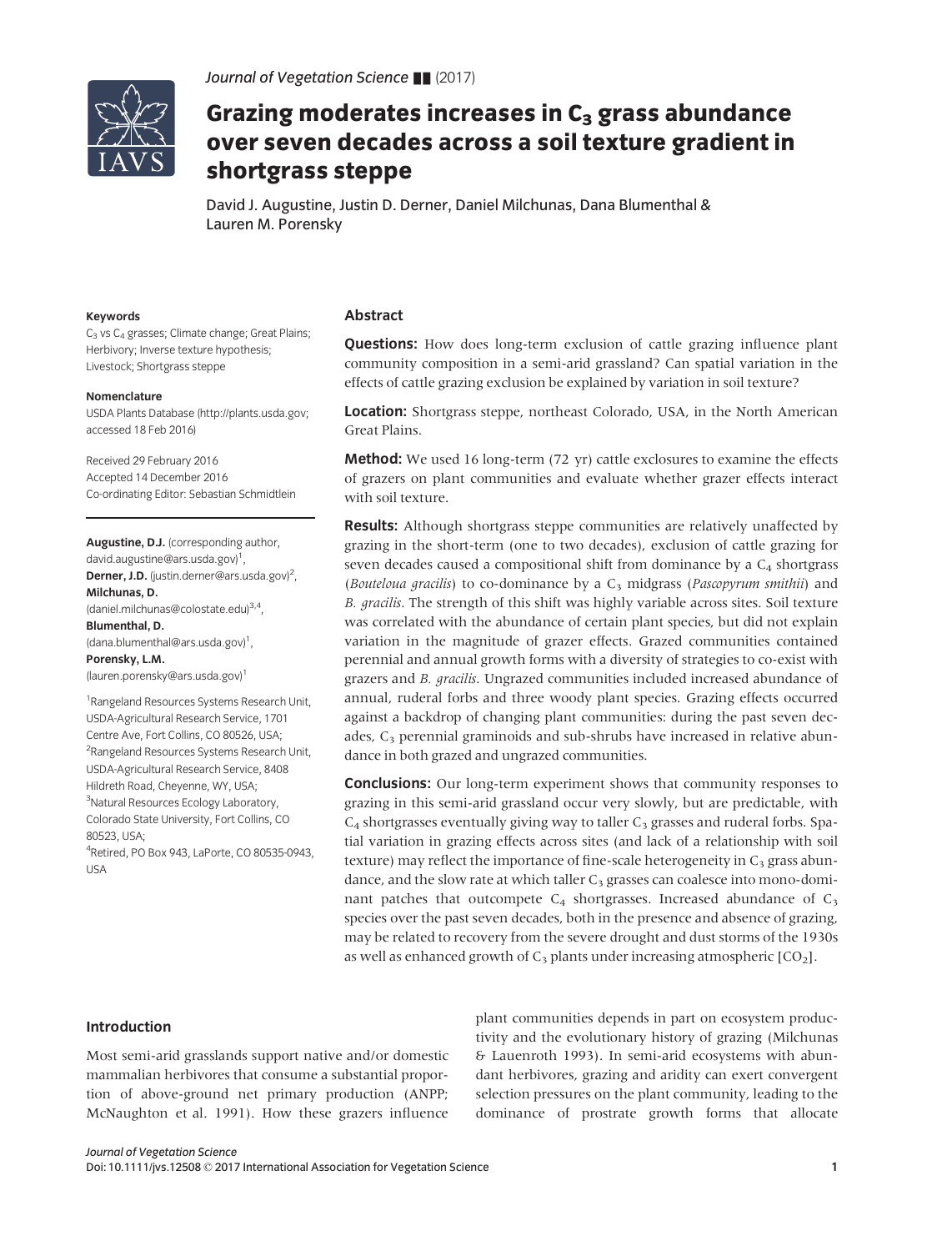Journal of Vegetation Science (2017)

# Grazing moderates increases in $C_3$ grass abundance over seven decades across a soil texture gradient in shortgrass steppe

David J. Augustine, Justin D. Derner, Daniel Milchunas, Dana Blumenthal & Lauren M. Porensky

**Keywords**

$C_3$ vs $C_4$ grasses; Climate change; Great Plains; Herbivory; Inverse texture hypothesis; Livestock; Shortgrass steppe

**Nomenclature**

USDA Plants Database (http://plants.usda.gov; accessed 18 Feb 2016)

Received 29 February 2016
Accepted 14 December 2016
Co-ordinating Editor: Sebastian Schmidtlein

**Augustine, D.J.** (corresponding author, david.augustine@ars.usda.gov)[1],
**Derner, J.D.** (justin.derner@ars.usda.gov)[2],
**Milchunas, D.** (daniel.milchunas@colostate.edu)[3,4],
**Blumenthal, D.** (dana.blumenthal@ars.usda.gov)[1],
**Porensky, L.M.** (lauren.porensky@ars.usda.gov)[1]

[1]Rangeland Resources Systems Research Unit, USDA-Agricultural Research Service, 1701 Centre Ave, Fort Collins, CO 80526, USA;
[2]Rangeland Resources Systems Research Unit, USDA-Agricultural Research Service, 8408 Hildreth Road, Cheyenne, WY, USA;
[3]Natural Resources Ecology Laboratory, Colorado State University, Fort Collins, CO 80523, USA;
[4]Retired, PO Box 943, LaPorte, CO 80535-0943, USA

## Abstract

**Questions:** How does long-term exclusion of cattle grazing influence plant community composition in a semi-arid grassland? Can spatial variation in the effects of cattle grazing exclusion be explained by variation in soil texture?

**Location:** Shortgrass steppe, northeast Colorado, USA, in the North American Great Plains.

**Method:** We used 16 long-term (72 yr) cattle exclosures to examine the effects of grazers on plant communities and evaluate whether grazer effects interact with soil texture.

**Results:** Although shortgrass steppe communities are relatively unaffected by grazing in the short-term (one to two decades), exclusion of cattle grazing for seven decades caused a compositional shift from dominance by a $C_4$ shortgrass (*Bouteloua gracilis*) to co-dominance by a $C_3$ midgrass (*Pascopyrum smithii*) and *B. gracilis*. The strength of this shift was highly variable across sites. Soil texture was correlated with the abundance of certain plant species, but did not explain variation in the magnitude of grazer effects. Grazed communities contained perennial and annual growth forms with a diversity of strategies to co-exist with grazers and *B. gracilis*. Ungrazed communities included increased abundance of annual, ruderal forbs and three woody plant species. Grazing effects occurred against a backdrop of changing plant communities: during the past seven decades, $C_3$ perennial graminoids and sub-shrubs have increased in relative abundance in both grazed and ungrazed communities.

**Conclusions:** Our long-term experiment shows that community responses to grazing in this semi-arid grassland occur very slowly, but are predictable, with $C_4$ shortgrasses eventually giving way to taller $C_3$ grasses and ruderal forbs. Spatial variation in grazing effects across sites (and lack of a relationship with soil texture) may reflect the importance of fine-scale heterogeneity in $C_3$ grass abundance, and the slow rate at which taller $C_3$ grasses can coalesce into mono-dominant patches that outcompete $C_4$ shortgrasses. Increased abundance of $C_3$ species over the past seven decades, both in the presence and absence of grazing, may be related to recovery from the severe drought and dust storms of the 1930s as well as enhanced growth of $C_3$ plants under increasing atmospheric $[CO_2]$.

## Introduction

Most semi-arid grasslands support native and/or domestic mammalian herbivores that consume a substantial proportion of above-ground net primary production (ANPP; McNaughton et al. 1991). How these grazers influence plant communities depends in part on ecosystem productivity and the evolutionary history of grazing (Milchunas & Lauenroth 1993). In semi-arid ecosystems with abundant herbivores, grazing and aridity can exert convergent selection pressures on the plant community, leading to the dominance of prostrate growth forms that allocate

Journal of Vegetation Science
Doi: 10.1111/jvs.12508 © 2017 International Association for Vegetation Science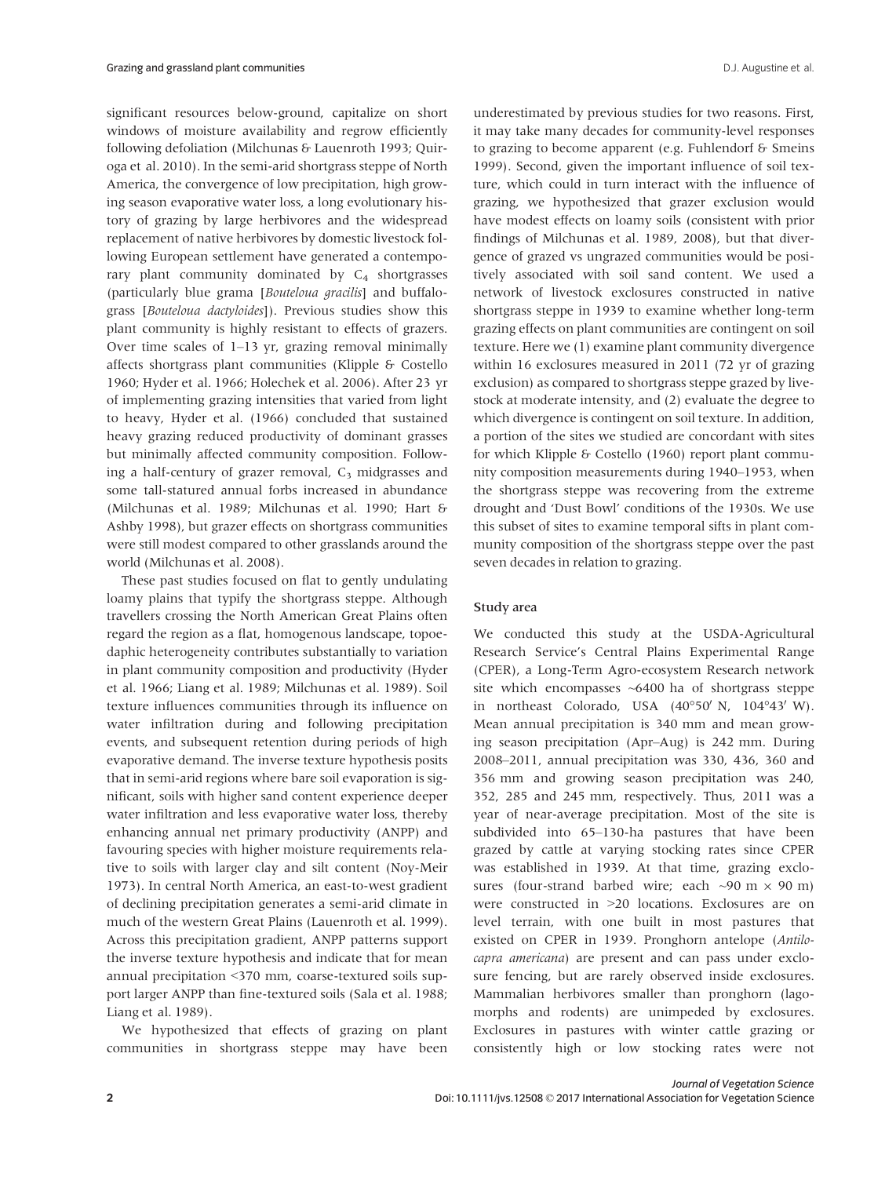significant resources below-ground, capitalize on short windows of moisture availability and regrow efficiently following defoliation (Milchunas & Lauenroth 1993; Quiroga et al. 2010). In the semi-arid shortgrass steppe of North America, the convergence of low precipitation, high growing season evaporative water loss, a long evolutionary history of grazing by large herbivores and the widespread replacement of native herbivores by domestic livestock following European settlement have generated a contemporary plant community dominated by $C_4$ shortgrasses (particularly blue grama [*Bouteloua gracilis*] and buffalograss [*Bouteloua dactyloides*]). Previous studies show this plant community is highly resistant to effects of grazers. Over time scales of 1–13 yr, grazing removal minimally affects shortgrass plant communities (Klipple & Costello 1960; Hyder et al. 1966; Holechek et al. 2006). After 23 yr of implementing grazing intensities that varied from light to heavy, Hyder et al. (1966) concluded that sustained heavy grazing reduced productivity of dominant grasses but minimally affected community composition. Following a half-century of grazer removal, $C_3$ midgrasses and some tall-statured annual forbs increased in abundance (Milchunas et al. 1989; Milchunas et al. 1990; Hart & Ashby 1998), but grazer effects on shortgrass communities were still modest compared to other grasslands around the world (Milchunas et al. 2008).

These past studies focused on flat to gently undulating loamy plains that typify the shortgrass steppe. Although travellers crossing the North American Great Plains often regard the region as a flat, homogenous landscape, topoedaphic heterogeneity contributes substantially to variation in plant community composition and productivity (Hyder et al. 1966; Liang et al. 1989; Milchunas et al. 1989). Soil texture influences communities through its influence on water infiltration during and following precipitation events, and subsequent retention during periods of high evaporative demand. The inverse texture hypothesis posits that in semi-arid regions where bare soil evaporation is significant, soils with higher sand content experience deeper water infiltration and less evaporative water loss, thereby enhancing annual net primary productivity (ANPP) and favouring species with higher moisture requirements relative to soils with larger clay and silt content (Noy-Meir 1973). In central North America, an east-to-west gradient of declining precipitation generates a semi-arid climate in much of the western Great Plains (Lauenroth et al. 1999). Across this precipitation gradient, ANPP patterns support the inverse texture hypothesis and indicate that for mean annual precipitation <370 mm, coarse-textured soils support larger ANPP than fine-textured soils (Sala et al. 1988; Liang et al. 1989).

We hypothesized that effects of grazing on plant communities in shortgrass steppe may have been underestimated by previous studies for two reasons. First, it may take many decades for community-level responses to grazing to become apparent (e.g. Fuhlendorf & Smeins 1999). Second, given the important influence of soil texture, which could in turn interact with the influence of grazing, we hypothesized that grazer exclusion would have modest effects on loamy soils (consistent with prior findings of Milchunas et al. 1989, 2008), but that divergence of grazed vs ungrazed communities would be positively associated with soil sand content. We used a network of livestock exclosures constructed in native shortgrass steppe in 1939 to examine whether long-term grazing effects on plant communities are contingent on soil texture. Here we (1) examine plant community divergence within 16 exclosures measured in 2011 (72 yr of grazing exclusion) as compared to shortgrass steppe grazed by livestock at moderate intensity, and (2) evaluate the degree to which divergence is contingent on soil texture. In addition, a portion of the sites we studied are concordant with sites for which Klipple & Costello (1960) report plant community composition measurements during 1940–1953, when the shortgrass steppe was recovering from the extreme drought and 'Dust Bowl' conditions of the 1930s. We use this subset of sites to examine temporal sifts in plant community composition of the shortgrass steppe over the past seven decades in relation to grazing.

## Study area

We conducted this study at the USDA-Agricultural Research Service's Central Plains Experimental Range (CPER), a Long-Term Agro-ecosystem Research network site which encompasses ~6400 ha of shortgrass steppe in northeast Colorado, USA (40°50′ N, 104°43′ W). Mean annual precipitation is 340 mm and mean growing season precipitation (Apr–Aug) is 242 mm. During 2008–2011, annual precipitation was 330, 436, 360 and 356 mm and growing season precipitation was 240, 352, 285 and 245 mm, respectively. Thus, 2011 was a year of near-average precipitation. Most of the site is subdivided into 65–130-ha pastures that have been grazed by cattle at varying stocking rates since CPER was established in 1939. At that time, grazing exclosures (four-strand barbed wire; each ~90 m × 90 m) were constructed in >20 locations. Exclosures are on level terrain, with one built in most pastures that existed on CPER in 1939. Pronghorn antelope (*Antilocapra americana*) are present and can pass under exclosure fencing, but are rarely observed inside exclosures. Mammalian herbivores smaller than pronghorn (lagomorphs and rodents) are unimpeded by exclosures. Exclosures in pastures with winter cattle grazing or consistently high or low stocking rates were not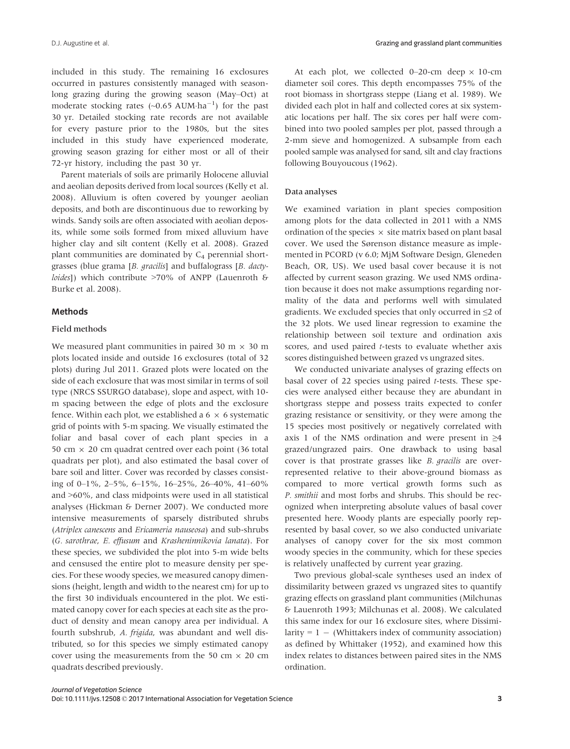included in this study. The remaining 16 exclosures occurred in pastures consistently managed with season-long grazing during the growing season (May–Oct) at moderate stocking rates (~0.65 AUM·ha$^{-1}$) for the past 30 yr. Detailed stocking rate records are not available for every pasture prior to the 1980s, but the sites included in this study have experienced moderate, growing season grazing for either most or all of their 72-yr history, including the past 30 yr.

Parent materials of soils are primarily Holocene alluvial and aeolian deposits derived from local sources (Kelly et al. 2008). Alluvium is often covered by younger aeolian deposits, and both are discontinuous due to reworking by winds. Sandy soils are often associated with aeolian deposits, while some soils formed from mixed alluvium have higher clay and silt content (Kelly et al. 2008). Grazed plant communities are dominated by $C_4$ perennial shortgrasses (blue grama [*B. gracilis*] and buffalograss [*B. dactyloides*]) which contribute >70% of ANPP (Lauenroth & Burke et al. 2008).

## Methods

### Field methods

We measured plant communities in paired 30 m × 30 m plots located inside and outside 16 exclosures (total of 32 plots) during Jul 2011. Grazed plots were located on the side of each exclosure that was most similar in terms of soil type (NRCS SSURGO database), slope and aspect, with 10-m spacing between the edge of plots and the exclosure fence. Within each plot, we established a 6 × 6 systematic grid of points with 5-m spacing. We visually estimated the foliar and basal cover of each plant species in a 50 cm × 20 cm quadrat centred over each point (36 total quadrats per plot), and also estimated the basal cover of bare soil and litter. Cover was recorded by classes consisting of 0–1%, 2–5%, 6–15%, 16–25%, 26–40%, 41–60% and >60%, and class midpoints were used in all statistical analyses (Hickman & Derner 2007). We conducted more intensive measurements of sparsely distributed shrubs (*Atriplex canescens* and *Ericameria nauseosa*) and sub-shrubs (*G. sarothrae*, *E. effusum* and *Krascheninnikovia lanata*). For these species, we subdivided the plot into 5-m wide belts and censused the entire plot to measure density per species. For these woody species, we measured canopy dimensions (height, length and width to the nearest cm) for up to the first 30 individuals encountered in the plot. We estimated canopy cover for each species at each site as the product of density and mean canopy area per individual. A fourth subshrub, *A. frigida*, was abundant and well distributed, so for this species we simply estimated canopy cover using the measurements from the 50 cm × 20 cm quadrats described previously.

At each plot, we collected 0–20-cm deep × 10-cm diameter soil cores. This depth encompasses 75% of the root biomass in shortgrass steppe (Liang et al. 1989). We divided each plot in half and collected cores at six systematic locations per half. The six cores per half were combined into two pooled samples per plot, passed through a 2-mm sieve and homogenized. A subsample from each pooled sample was analysed for sand, silt and clay fractions following Bouyoucous (1962).

### Data analyses

We examined variation in plant species composition among plots for the data collected in 2011 with a NMS ordination of the species × site matrix based on plant basal cover. We used the Sørenson distance measure as implemented in PCORD (v 6.0; MjM Software Design, Gleneden Beach, OR, US). We used basal cover because it is not affected by current season grazing. We used NMS ordination because it does not make assumptions regarding normality of the data and performs well with simulated gradients. We excluded species that only occurred in ≤2 of the 32 plots. We used linear regression to examine the relationship between soil texture and ordination axis scores, and used paired *t*-tests to evaluate whether axis scores distinguished between grazed vs ungrazed sites.

We conducted univariate analyses of grazing effects on basal cover of 22 species using paired *t*-tests. These species were analysed either because they are abundant in shortgrass steppe and possess traits expected to confer grazing resistance or sensitivity, or they were among the 15 species most positively or negatively correlated with axis 1 of the NMS ordination and were present in ≥4 grazed/ungrazed pairs. One drawback to using basal cover is that prostrate grasses like *B. gracilis* are over-represented relative to their above-ground biomass as compared to more vertical growth forms such as *P. smithii* and most forbs and shrubs. This should be recognized when interpreting absolute values of basal cover presented here. Woody plants are especially poorly represented by basal cover, so we also conducted univariate analyses of canopy cover for the six most common woody species in the community, which for these species is relatively unaffected by current year grazing.

Two previous global-scale syntheses used an index of dissimilarity between grazed vs ungrazed sites to quantify grazing effects on grassland plant communities (Milchunas & Lauenroth 1993; Milchunas et al. 2008). We calculated this same index for our 16 exclosure sites, where Dissimilarity = 1 − (Whittakers index of community association) as defined by Whittaker (1952), and examined how this index relates to distances between paired sites in the NMS ordination.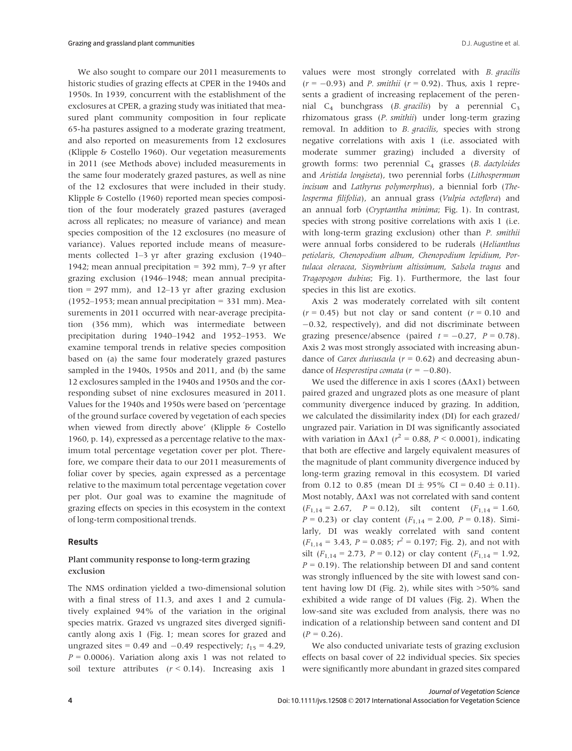We also sought to compare our 2011 measurements to historic studies of grazing effects at CPER in the 1940s and 1950s. In 1939, concurrent with the establishment of the exclosures at CPER, a grazing study was initiated that measured plant community composition in four replicate 65-ha pastures assigned to a moderate grazing treatment, and also reported on measurements from 12 exclosures (Klipple & Costello 1960). Our vegetation measurements in 2011 (see Methods above) included measurements in the same four moderately grazed pastures, as well as nine of the 12 exclosures that were included in their study. Klipple & Costello (1960) reported mean species composition of the four moderately grazed pastures (averaged across all replicates; no measure of variance) and mean species composition of the 12 exclosures (no measure of variance). Values reported include means of measurements collected 1–3 yr after grazing exclusion (1940–1942; mean annual precipitation = 392 mm), 7–9 yr after grazing exclusion (1946–1948; mean annual precipitation = 297 mm), and 12–13 yr after grazing exclusion (1952–1953; mean annual precipitation = 331 mm). Measurements in 2011 occurred with near-average precipitation (356 mm), which was intermediate between precipitation during 1940–1942 and 1952–1953. We examine temporal trends in relative species composition based on (a) the same four moderately grazed pastures sampled in the 1940s, 1950s and 2011, and (b) the same 12 exclosures sampled in the 1940s and 1950s and the corresponding subset of nine exclosures measured in 2011. Values for the 1940s and 1950s were based on 'percentage of the ground surface covered by vegetation of each species when viewed from directly above' (Klipple & Costello 1960, p. 14), expressed as a percentage relative to the maximum total percentage vegetation cover per plot. Therefore, we compare their data to our 2011 measurements of foliar cover by species, again expressed as a percentage relative to the maximum total percentage vegetation cover per plot. Our goal was to examine the magnitude of grazing effects on species in this ecosystem in the context of long-term compositional trends.

## Results

### Plant community response to long-term grazing exclusion

The NMS ordination yielded a two-dimensional solution with a final stress of 11.3, and axes 1 and 2 cumulatively explained 94% of the variation in the original species matrix. Grazed vs ungrazed sites diverged significantly along axis 1 (Fig. 1; mean scores for grazed and ungrazed sites = 0.49 and −0.49 respectively; $t_{15} = 4.29$, $P = 0.0006$). Variation along axis 1 was not related to soil texture attributes ($r < 0.14$). Increasing axis 1 values were most strongly correlated with *B. gracilis* ($r = -0.93$) and *P. smithii* ($r = 0.92$). Thus, axis 1 represents a gradient of increasing replacement of the perennial $C_4$ bunchgrass (*B. gracilis*) by a perennial $C_3$ rhizomatous grass (*P. smithii*) under long-term grazing removal. In addition to *B. gracilis*, species with strong negative correlations with axis 1 (i.e. associated with moderate summer grazing) included a diversity of growth forms: two perennial $C_4$ grasses (*B. dactyloides* and *Aristida longiseta*), two perennial forbs (*Lithospermum incisum* and *Lathyrus polymorphus*), a biennial forb (*Thelosperma filifolia*), an annual grass (*Vulpia octoflora*) and an annual forb (*Cryptantha minima*; Fig. 1). In contrast, species with strong positive correlations with axis 1 (i.e. with long-term grazing exclusion) other than *P. smithii* were annual forbs considered to be ruderals (*Helianthus petiolaris*, *Chenopodium album*, *Chenopodium lepidium*, *Portulaca oleracea*, *Sisymbrium altissimum*, *Salsola tragus* and *Tragopogon dubius*; Fig. 1). Furthermore, the last four species in this list are exotics.

Axis 2 was moderately correlated with silt content ($r = 0.45$) but not clay or sand content ($r = 0.10$ and $-0.32$, respectively), and did not discriminate between grazing presence/absence (paired $t = -0.27$, $P = 0.78$). Axis 2 was most strongly associated with increasing abundance of *Carex duriuscula* ($r = 0.62$) and decreasing abundance of *Hesperostipa comata* ($r = -0.80$).

We used the difference in axis 1 scores (ΔAx1) between paired grazed and ungrazed plots as one measure of plant community divergence induced by grazing. In addition, we calculated the dissimilarity index (DI) for each grazed/ungrazed pair. Variation in DI was significantly associated with variation in ΔAx1 ($r^2 = 0.88$, $P < 0.0001$), indicating that both are effective and largely equivalent measures of the magnitude of plant community divergence induced by long-term grazing removal in this ecosystem. DI varied from 0.12 to 0.85 (mean DI ± 95% CI = 0.40 ± 0.11). Most notably, ΔAx1 was not correlated with sand content ($F_{1,14} = 2.67$, $P = 0.12$), silt content ($F_{1,14} = 1.60$, $P = 0.23$) or clay content ($F_{1,14} = 2.00$, $P = 0.18$). Similarly, DI was weakly correlated with sand content ($F_{1,14} = 3.43$, $P = 0.085$; $r^2 = 0.197$; Fig. 2), and not with silt ($F_{1,14} = 2.73$, $P = 0.12$) or clay content ($F_{1,14} = 1.92$, $P = 0.19$). The relationship between DI and sand content was strongly influenced by the site with lowest sand content having low DI (Fig. 2), while sites with >50% sand exhibited a wide range of DI values (Fig. 2). When the low-sand site was excluded from analysis, there was no indication of a relationship between sand content and DI ($P = 0.26$).

We also conducted univariate tests of grazing exclusion effects on basal cover of 22 individual species. Six species were significantly more abundant in grazed sites compared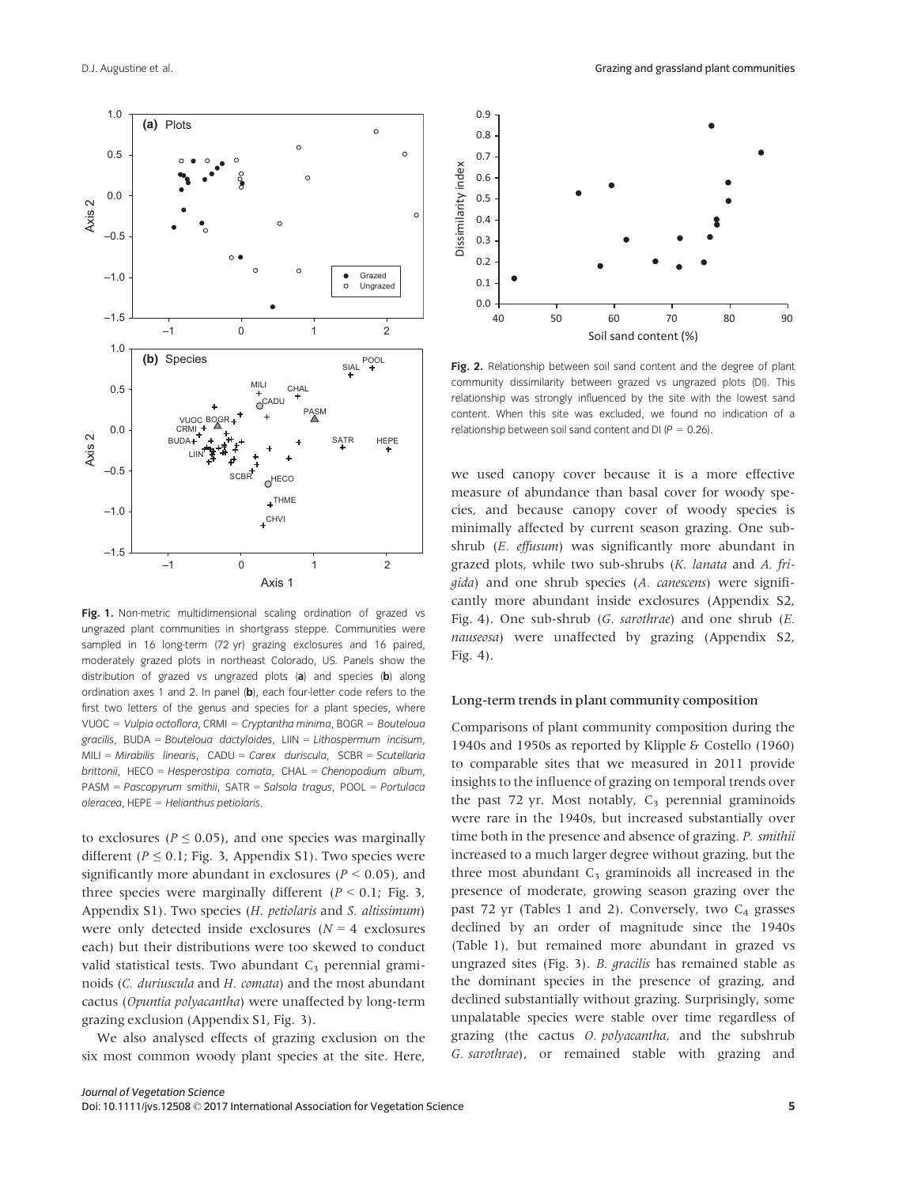**Fig. 1.** Non-metric multidimensional scaling ordination of grazed vs ungrazed plant communities in shortgrass steppe. Communities were sampled in 16 long-term (72 yr) grazing exclosures and 16 paired, moderately grazed plots in northeast Colorado, US. Panels show the distribution of grazed vs ungrazed plots (**a**) and species (**b**) along ordination axes 1 and 2. In panel (**b**), each four-letter code refers to the first two letters of the genus and species for a plant species, where VUOC = *Vulpia octoflora*, CRMI = *Cryptantha minima*, BOGR = *Bouteloua gracilis*, BUDA = *Bouteloua dactyloides*, LIIN = *Lithospermum incisum*, MILI = *Mirabilis linearis*, CADU = *Carex duriscula*, SCBR = *Scutellaria brittonii*, HECO = *Hesperostipa comata*, CHAL = *Chenopodium album*, PASM = *Pascopyrum smithii*, SATR = *Salsola tragus*, POOL = *Portulaca oleracea*, HEPE = *Helianthus petiolaris*.

to exclosures ($P \leq 0.05$), and one species was marginally different ($P \leq 0.1$; Fig. 3, Appendix S1). Two species were significantly more abundant in exclosures ($P < 0.05$), and three species were marginally different ($P < 0.1$; Fig. 3, Appendix S1). Two species (*H. petiolaris* and *S. altissimum*) were only detected inside exclosures ($N = 4$ exclosures each) but their distributions were too skewed to conduct valid statistical tests. Two abundant $C_3$ perennial graminoids (*C. duriuscula* and *H. comata*) and the most abundant cactus (*Opuntia polyacantha*) were unaffected by long-term grazing exclusion (Appendix S1, Fig. 3).

We also analysed effects of grazing exclusion on the six most common woody plant species at the site. Here, we used canopy cover because it is a more effective measure of abundance than basal cover for woody species, and because canopy cover of woody species is minimally affected by current season grazing. One subshrub (*E. effusum*) was significantly more abundant in grazed plots, while two sub-shrubs (*K. lanata* and *A. frigida*) and one shrub species (*A. canescens*) were significantly more abundant inside exclosures (Appendix S2, Fig. 4). One sub-shrub (*G. sarothrae*) and one shrub (*E. nauseosa*) were unaffected by grazing (Appendix S2, Fig. 4).

**Fig. 2.** Relationship between soil sand content and the degree of plant community dissimilarity between grazed vs ungrazed plots (DI). This relationship was strongly influenced by the site with the lowest sand content. When this site was excluded, we found no indication of a relationship between soil sand content and DI ($P = 0.26$).

### Long-term trends in plant community composition

Comparisons of plant community composition during the 1940s and 1950s as reported by Klipple & Costello (1960) to comparable sites that we measured in 2011 provide insights to the influence of grazing on temporal trends over the past 72 yr. Most notably, $C_3$ perennial graminoids were rare in the 1940s, but increased substantially over time both in the presence and absence of grazing. *P. smithii* increased to a much larger degree without grazing, but the three most abundant $C_3$ graminoids all increased in the presence of moderate, growing season grazing over the past 72 yr (Tables 1 and 2). Conversely, two $C_4$ grasses declined by an order of magnitude since the 1940s (Table 1), but remained more abundant in grazed vs ungrazed sites (Fig. 3). *B. gracilis* has remained stable as the dominant species in the presence of grazing, and declined substantially without grazing. Surprisingly, some unpalatable species were stable over time regardless of grazing (the cactus *O. polyacantha,* and the subshrub *G. sarothrae*), or remained stable with grazing and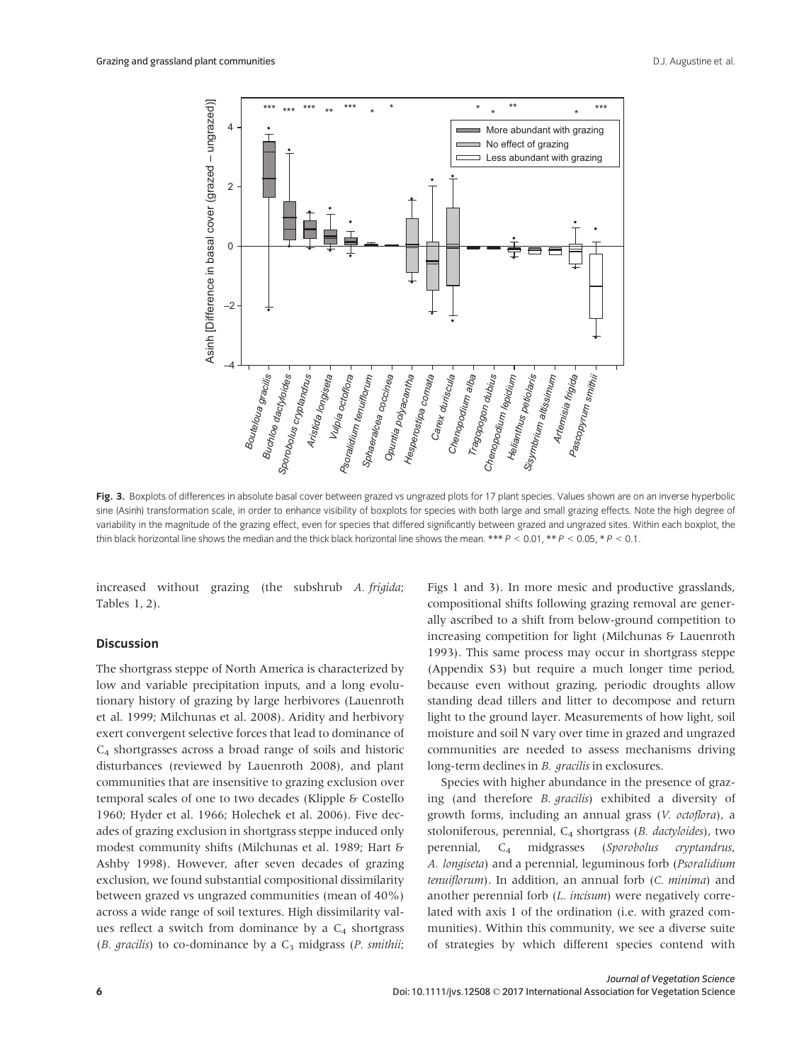**Fig. 3.** Boxplots of differences in absolute basal cover between grazed vs ungrazed plots for 17 plant species. Values shown are on an inverse hyperbolic sine (Asinh) transformation scale, in order to enhance visibility of boxplots for species with both large and small grazing effects. Note the high degree of variability in the magnitude of the grazing effect, even for species that differed significantly between grazed and ungrazed sites. Within each boxplot, the thin black horizontal line shows the median and the thick black horizontal line shows the mean. *** $P < 0.01$, ** $P < 0.05$, * $P < 0.1$.

increased without grazing (the subshrub *A. frigida*; Tables 1, 2).

## Discussion

The shortgrass steppe of North America is characterized by low and variable precipitation inputs, and a long evolutionary history of grazing by large herbivores (Lauenroth et al. 1999; Milchunas et al. 2008). Aridity and herbivory exert convergent selective forces that lead to dominance of $C_4$ shortgrasses across a broad range of soils and historic disturbances (reviewed by Lauenroth 2008), and plant communities that are insensitive to grazing exclusion over temporal scales of one to two decades (Klipple & Costello 1960; Hyder et al. 1966; Holechek et al. 2006). Five decades of grazing exclusion in shortgrass steppe induced only modest community shifts (Milchunas et al. 1989; Hart & Ashby 1998). However, after seven decades of grazing exclusion, we found substantial compositional dissimilarity between grazed vs ungrazed communities (mean of 40%) across a wide range of soil textures. High dissimilarity values reflect a switch from dominance by a $C_4$ shortgrass (*B. gracilis*) to co-dominance by a $C_3$ midgrass (*P. smithii*; Figs 1 and 3). In more mesic and productive grasslands, compositional shifts following grazing removal are generally ascribed to a shift from below-ground competition to increasing competition for light (Milchunas & Lauenroth 1993). This same process may occur in shortgrass steppe (Appendix S3) but require a much longer time period, because even without grazing, periodic droughts allow standing dead tillers and litter to decompose and return light to the ground layer. Measurements of how light, soil moisture and soil N vary over time in grazed and ungrazed communities are needed to assess mechanisms driving long-term declines in *B. gracilis* in exclosures.

Species with higher abundance in the presence of grazing (and therefore *B. gracilis*) exhibited a diversity of growth forms, including an annual grass (*V. octoflora*), a stoloniferous, perennial, $C_4$ shortgrass (*B. dactyloides*), two perennial, $C_4$ midgrasses (*Sporobolus cryptandrus*, *A. longiseta*) and a perennial, leguminous forb (*Psoralidium tenuiflorum*). In addition, an annual forb (*C. minima*) and another perennial forb (*L. incisum*) were negatively correlated with axis 1 of the ordination (i.e. with grazed communities). Within this community, we see a diverse suite of strategies by which different species contend with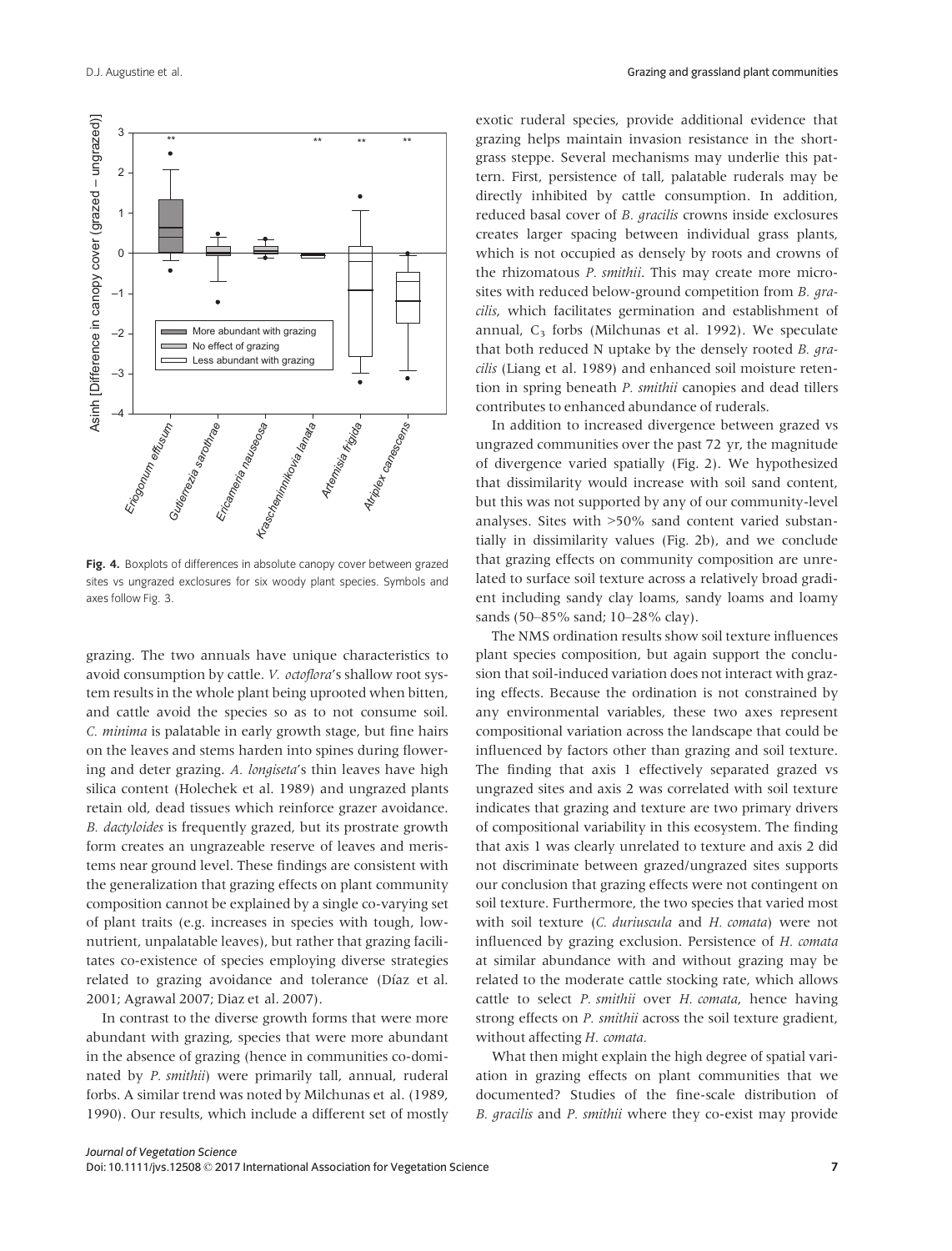**Fig. 4.** Boxplots of differences in absolute canopy cover between grazed sites vs ungrazed exclosures for six woody plant species. Symbols and axes follow Fig. 3.

grazing. The two annuals have unique characteristics to avoid consumption by cattle. *V. octoflora*'s shallow root system results in the whole plant being uprooted when bitten, and cattle avoid the species so as to not consume soil. *C. minima* is palatable in early growth stage, but fine hairs on the leaves and stems harden into spines during flowering and deter grazing. *A. longiseta*'s thin leaves have high silica content (Holechek et al. 1989) and ungrazed plants retain old, dead tissues which reinforce grazer avoidance. *B. dactyloides* is frequently grazed, but its prostrate growth form creates an ungrazeable reserve of leaves and meristems near ground level. These findings are consistent with the generalization that grazing effects on plant community composition cannot be explained by a single co-varying set of plant traits (e.g. increases in species with tough, low-nutrient, unpalatable leaves), but rather that grazing facilitates co-existence of species employing diverse strategies related to grazing avoidance and tolerance (Díaz et al. 2001; Agrawal 2007; Diaz et al. 2007).

In contrast to the diverse growth forms that were more abundant with grazing, species that were more abundant in the absence of grazing (hence in communities co-dominated by *P. smithii*) were primarily tall, annual, ruderal forbs. A similar trend was noted by Milchunas et al. (1989, 1990). Our results, which include a different set of mostly exotic ruderal species, provide additional evidence that grazing helps maintain invasion resistance in the shortgrass steppe. Several mechanisms may underlie this pattern. First, persistence of tall, palatable ruderals may be directly inhibited by cattle consumption. In addition, reduced basal cover of *B. gracilis* crowns inside exclosures creates larger spacing between individual grass plants, which is not occupied as densely by roots and crowns of the rhizomatous *P. smithii*. This may create more microsites with reduced below-ground competition from *B. gracilis*, which facilitates germination and establishment of annual, $C_3$ forbs (Milchunas et al. 1992). We speculate that both reduced N uptake by the densely rooted *B. gracilis* (Liang et al. 1989) and enhanced soil moisture retention in spring beneath *P. smithii* canopies and dead tillers contributes to enhanced abundance of ruderals.

In addition to increased divergence between grazed vs ungrazed communities over the past 72 yr, the magnitude of divergence varied spatially (Fig. 2). We hypothesized that dissimilarity would increase with soil sand content, but this was not supported by any of our community-level analyses. Sites with >50% sand content varied substantially in dissimilarity values (Fig. 2b), and we conclude that grazing effects on community composition are unrelated to surface soil texture across a relatively broad gradient including sandy clay loams, sandy loams and loamy sands (50–85% sand; 10–28% clay).

The NMS ordination results show soil texture influences plant species composition, but again support the conclusion that soil-induced variation does not interact with grazing effects. Because the ordination is not constrained by any environmental variables, these two axes represent compositional variation across the landscape that could be influenced by factors other than grazing and soil texture. The finding that axis 1 effectively separated grazed vs ungrazed sites and axis 2 was correlated with soil texture indicates that grazing and texture are two primary drivers of compositional variability in this ecosystem. The finding that axis 1 was clearly unrelated to texture and axis 2 did not discriminate between grazed/ungrazed sites supports our conclusion that grazing effects were not contingent on soil texture. Furthermore, the two species that varied most with soil texture (*C. duriuscula* and *H. comata*) were not influenced by grazing exclusion. Persistence of *H. comata* at similar abundance with and without grazing may be related to the moderate cattle stocking rate, which allows cattle to select *P. smithii* over *H. comata*, hence having strong effects on *P. smithii* across the soil texture gradient, without affecting *H. comata*.

What then might explain the high degree of spatial variation in grazing effects on plant communities that we documented? Studies of the fine-scale distribution of *B. gracilis* and *P. smithii* where they co-exist may provide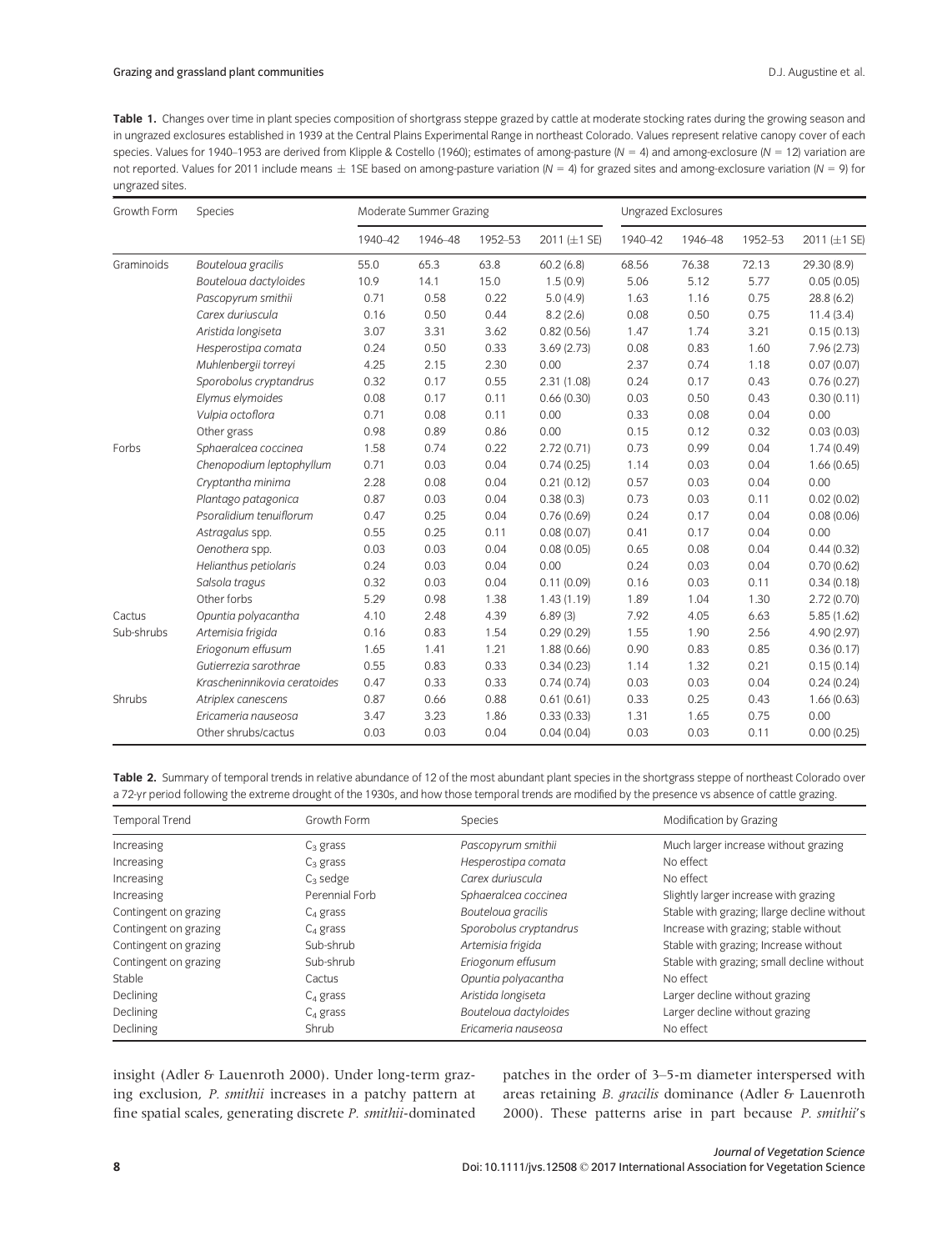**Table 1.** Changes over time in plant species composition of shortgrass steppe grazed by cattle at moderate stocking rates during the growing season and in ungrazed exclosures established in 1939 at the Central Plains Experimental Range in northeast Colorado. Values represent relative canopy cover of each species. Values for 1940–1953 are derived from Klipple & Costello (1960); estimates of among-pasture ($N = 4$) and among-exclosure ($N = 12$) variation are not reported. Values for 2011 include means ± 1SE based on among-pasture variation ($N = 4$) for grazed sites and among-exclosure variation ($N = 9$) for ungrazed sites.

| Growth Form | Species | Moderate Summer Grazing | | | | Ungrazed Exclosures | | | |
|---|---|---|---|---|---|---|---|---|---|
| | | 1940–42 | 1946–48 | 1952–53 | 2011 (±1 SE) | 1940–42 | 1946–48 | 1952–53 | 2011 (±1 SE) |
| Graminoids | *Bouteloua gracilis* | 55.0 | 65.3 | 63.8 | 60.2 (6.8) | 68.56 | 76.38 | 72.13 | 29.30 (8.9) |
| | *Bouteloua dactyloides* | 10.9 | 14.1 | 15.0 | 1.5 (0.9) | 5.06 | 5.12 | 5.77 | 0.05 (0.05) |
| | *Pascopyrum smithii* | 0.71 | 0.58 | 0.22 | 5.0 (4.9) | 1.63 | 1.16 | 0.75 | 28.8 (6.2) |
| | *Carex duriuscula* | 0.16 | 0.50 | 0.44 | 8.2 (2.6) | 0.08 | 0.50 | 0.75 | 11.4 (3.4) |
| | *Aristida longiseta* | 3.07 | 3.31 | 3.62 | 0.82 (0.56) | 1.47 | 1.74 | 3.21 | 0.15 (0.13) |
| | *Hesperostipa comata* | 0.24 | 0.50 | 0.33 | 3.69 (2.73) | 0.08 | 0.83 | 1.60 | 7.96 (2.73) |
| | *Muhlenbergii torreyi* | 4.25 | 2.15 | 2.30 | 0.00 | 2.37 | 0.74 | 1.18 | 0.07 (0.07) |
| | *Sporobolus cryptandrus* | 0.32 | 0.17 | 0.55 | 2.31 (1.08) | 0.24 | 0.17 | 0.43 | 0.76 (0.27) |
| | *Elymus elymoides* | 0.08 | 0.17 | 0.11 | 0.66 (0.30) | 0.03 | 0.50 | 0.43 | 0.30 (0.11) |
| | *Vulpia octoflora* | 0.71 | 0.08 | 0.11 | 0.00 | 0.33 | 0.08 | 0.04 | 0.00 |
| | Other grass | 0.98 | 0.89 | 0.86 | 0.00 | 0.15 | 0.12 | 0.32 | 0.03 (0.03) |
| Forbs | *Sphaeralcea coccinea* | 1.58 | 0.74 | 0.22 | 2.72 (0.71) | 0.73 | 0.99 | 0.04 | 1.74 (0.49) |
| | *Chenopodium leptophyllum* | 0.71 | 0.03 | 0.04 | 0.74 (0.25) | 1.14 | 0.03 | 0.04 | 1.66 (0.65) |
| | *Cryptantha minima* | 2.28 | 0.08 | 0.04 | 0.21 (0.12) | 0.57 | 0.03 | 0.04 | 0.00 |
| | *Plantago patagonica* | 0.87 | 0.03 | 0.04 | 0.38 (0.3) | 0.73 | 0.03 | 0.11 | 0.02 (0.02) |
| | *Psoralidium tenuiflorum* | 0.47 | 0.25 | 0.04 | 0.76 (0.69) | 0.24 | 0.17 | 0.04 | 0.08 (0.06) |
| | *Astragalus* spp. | 0.55 | 0.25 | 0.11 | 0.08 (0.07) | 0.41 | 0.17 | 0.04 | 0.00 |
| | *Oenothera* spp. | 0.03 | 0.03 | 0.04 | 0.08 (0.05) | 0.65 | 0.08 | 0.04 | 0.44 (0.32) |
| | *Helianthus petiolaris* | 0.24 | 0.03 | 0.04 | 0.00 | 0.24 | 0.03 | 0.04 | 0.70 (0.62) |
| | *Salsola tragus* | 0.32 | 0.03 | 0.04 | 0.11 (0.09) | 0.16 | 0.03 | 0.11 | 0.34 (0.18) |
| | Other forbs | 5.29 | 0.98 | 1.38 | 1.43 (1.19) | 1.89 | 1.04 | 1.30 | 2.72 (0.70) |
| Cactus | *Opuntia polyacantha* | 4.10 | 2.48 | 4.39 | 6.89 (3) | 7.92 | 4.05 | 6.63 | 5.85 (1.62) |
| Sub-shrubs | *Artemisia frigida* | 0.16 | 0.83 | 1.54 | 0.29 (0.29) | 1.55 | 1.90 | 2.56 | 4.90 (2.97) |
| | *Eriogonum effusum* | 1.65 | 1.41 | 1.21 | 1.88 (0.66) | 0.90 | 0.83 | 0.85 | 0.36 (0.17) |
| | *Gutierrezia sarothrae* | 0.55 | 0.83 | 0.33 | 0.34 (0.23) | 1.14 | 1.32 | 0.21 | 0.15 (0.14) |
| | *Krascheninnikovia ceratoides* | 0.47 | 0.33 | 0.33 | 0.74 (0.74) | 0.03 | 0.03 | 0.04 | 0.24 (0.24) |
| Shrubs | *Atriplex canescens* | 0.87 | 0.66 | 0.88 | 0.61 (0.61) | 0.33 | 0.25 | 0.43 | 1.66 (0.63) |
| | *Ericameria nauseosa* | 3.47 | 3.23 | 1.86 | 0.33 (0.33) | 1.31 | 1.65 | 0.75 | 0.00 |
| | Other shrubs/cactus | 0.03 | 0.03 | 0.04 | 0.04 (0.04) | 0.03 | 0.03 | 0.11 | 0.00 (0.25) |

**Table 2.** Summary of temporal trends in relative abundance of 12 of the most abundant plant species in the shortgrass steppe of northeast Colorado over a 72-yr period following the extreme drought of the 1930s, and how those temporal trends are modified by the presence vs absence of cattle grazing.

| Temporal Trend | Growth Form | Species | Modification by Grazing |
|---|---|---|---|
| Increasing | $C_3$ grass | *Pascopyrum smithii* | Much larger increase without grazing |
| Increasing | $C_3$ grass | *Hesperostipa comata* | No effect |
| Increasing | $C_3$ sedge | *Carex duriuscula* | No effect |
| Increasing | Perennial Forb | *Sphaeralcea coccinea* | Slightly larger increase with grazing |
| Contingent on grazing | $C_4$ grass | *Bouteloua gracilis* | Stable with grazing; llarge decline without |
| Contingent on grazing | $C_4$ grass | *Sporobolus cryptandrus* | Increase with grazing; stable without |
| Contingent on grazing | Sub-shrub | *Artemisia frigida* | Stable with grazing; Increase without |
| Contingent on grazing | Sub-shrub | *Eriogonum effusum* | Stable with grazing; small decline without |
| Stable | Cactus | *Opuntia polyacantha* | No effect |
| Declining | $C_4$ grass | *Aristida longiseta* | Larger decline without grazing |
| Declining | $C_4$ grass | *Bouteloua dactyloides* | Larger decline without grazing |
| Declining | Shrub | *Ericameria nauseosa* | No effect |

insight (Adler & Lauenroth 2000). Under long-term grazing exclusion, *P. smithii* increases in a patchy pattern at fine spatial scales, generating discrete *P. smithii*-dominated patches in the order of 3–5-m diameter interspersed with areas retaining *B. gracilis* dominance (Adler & Lauenroth 2000). These patterns arise in part because *P. smithii*'s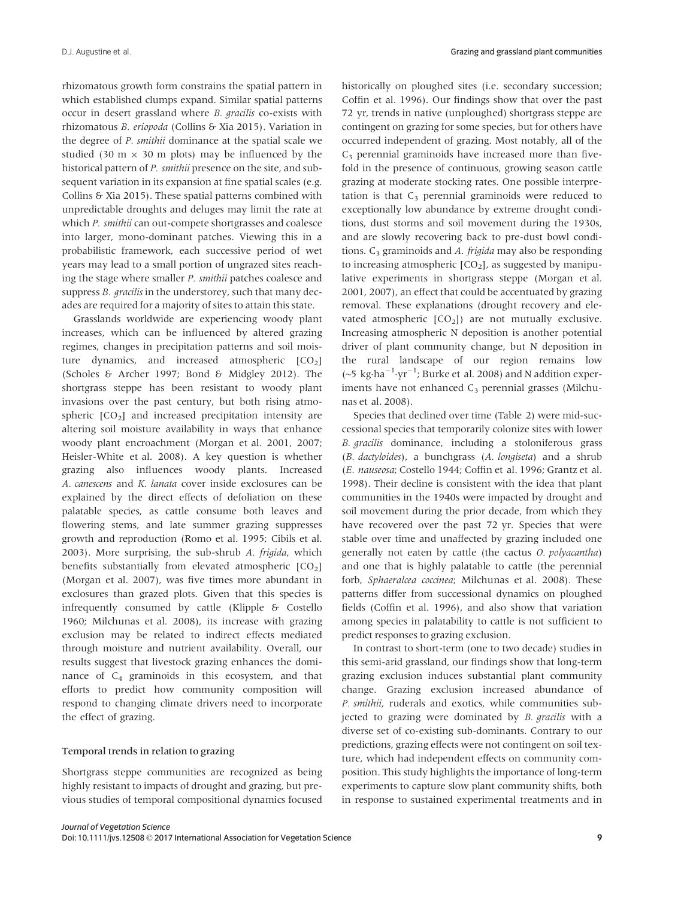rhizomatous growth form constrains the spatial pattern in which established clumps expand. Similar spatial patterns occur in desert grassland where *B. gracilis* co-exists with rhizomatous *B. eriopoda* (Collins & Xia 2015). Variation in the degree of *P. smithii* dominance at the spatial scale we studied (30 m × 30 m plots) may be influenced by the historical pattern of *P. smithii* presence on the site, and subsequent variation in its expansion at fine spatial scales (e.g. Collins & Xia 2015). These spatial patterns combined with unpredictable droughts and deluges may limit the rate at which *P. smithii* can out-compete shortgrasses and coalesce into larger, mono-dominant patches. Viewing this in a probabilistic framework, each successive period of wet years may lead to a small portion of ungrazed sites reaching the stage where smaller *P. smithii* patches coalesce and suppress *B. gracilis* in the understorey, such that many decades are required for a majority of sites to attain this state.

Grasslands worldwide are experiencing woody plant increases, which can be influenced by altered grazing regimes, changes in precipitation patterns and soil moisture dynamics, and increased atmospheric [$CO_2$] (Scholes & Archer 1997; Bond & Midgley 2012). The shortgrass steppe has been resistant to woody plant invasions over the past century, but both rising atmospheric [$CO_2$] and increased precipitation intensity are altering soil moisture availability in ways that enhance woody plant encroachment (Morgan et al. 2001, 2007; Heisler-White et al. 2008). A key question is whether grazing also influences woody plants. Increased *A. canescens* and *K. lanata* cover inside exclosures can be explained by the direct effects of defoliation on these palatable species, as cattle consume both leaves and flowering stems, and late summer grazing suppresses growth and reproduction (Romo et al. 1995; Cibils et al. 2003). More surprising, the sub-shrub *A. frigida*, which benefits substantially from elevated atmospheric [$CO_2$] (Morgan et al. 2007), was five times more abundant in exclosures than grazed plots. Given that this species is infrequently consumed by cattle (Klipple & Costello 1960; Milchunas et al. 2008), its increase with grazing exclusion may be related to indirect effects mediated through moisture and nutrient availability. Overall, our results suggest that livestock grazing enhances the dominance of $C_4$ graminoids in this ecosystem, and that efforts to predict how community composition will respond to changing climate drivers need to incorporate the effect of grazing.

### Temporal trends in relation to grazing

Shortgrass steppe communities are recognized as being highly resistant to impacts of drought and grazing, but previous studies of temporal compositional dynamics focused historically on ploughed sites (i.e. secondary succession; Coffin et al. 1996). Our findings show that over the past 72 yr, trends in native (unploughed) shortgrass steppe are contingent on grazing for some species, but for others have occurred independent of grazing. Most notably, all of the $C_3$ perennial graminoids have increased more than five-fold in the presence of continuous, growing season cattle grazing at moderate stocking rates. One possible interpretation is that $C_3$ perennial graminoids were reduced to exceptionally low abundance by extreme drought conditions, dust storms and soil movement during the 1930s, and are slowly recovering back to pre-dust bowl conditions. $C_3$ graminoids and *A. frigida* may also be responding to increasing atmospheric [$CO_2$], as suggested by manipulative experiments in shortgrass steppe (Morgan et al. 2001, 2007), an effect that could be accentuated by grazing removal. These explanations (drought recovery and elevated atmospheric [$CO_2$]) are not mutually exclusive. Increasing atmospheric N deposition is another potential driver of plant community change, but N deposition in the rural landscape of our region remains low (~5 $kg \cdot ha^{-1} \cdot yr^{-1}$; Burke et al. 2008) and N addition experiments have not enhanced $C_3$ perennial grasses (Milchunas et al. 2008).

Species that declined over time (Table 2) were mid-successional species that temporarily colonize sites with lower *B. gracilis* dominance, including a stoloniferous grass (*B. dactyloides*), a bunchgrass (*A. longiseta*) and a shrub (*E. nauseosa*; Costello 1944; Coffin et al. 1996; Grantz et al. 1998). Their decline is consistent with the idea that plant communities in the 1940s were impacted by drought and soil movement during the prior decade, from which they have recovered over the past 72 yr. Species that were stable over time and unaffected by grazing included one generally not eaten by cattle (the cactus *O. polyacantha*) and one that is highly palatable to cattle (the perennial forb, *Sphaeralcea coccinea*; Milchunas et al. 2008). These patterns differ from successional dynamics on ploughed fields (Coffin et al. 1996), and also show that variation among species in palatability to cattle is not sufficient to predict responses to grazing exclusion.

In contrast to short-term (one to two decade) studies in this semi-arid grassland, our findings show that long-term grazing exclusion induces substantial plant community change. Grazing exclusion increased abundance of *P. smithii*, ruderals and exotics, while communities subjected to grazing were dominated by *B. gracilis* with a diverse set of co-existing sub-dominants. Contrary to our predictions, grazing effects were not contingent on soil texture, which had independent effects on community composition. This study highlights the importance of long-term experiments to capture slow plant community shifts, both in response to sustained experimental treatments and in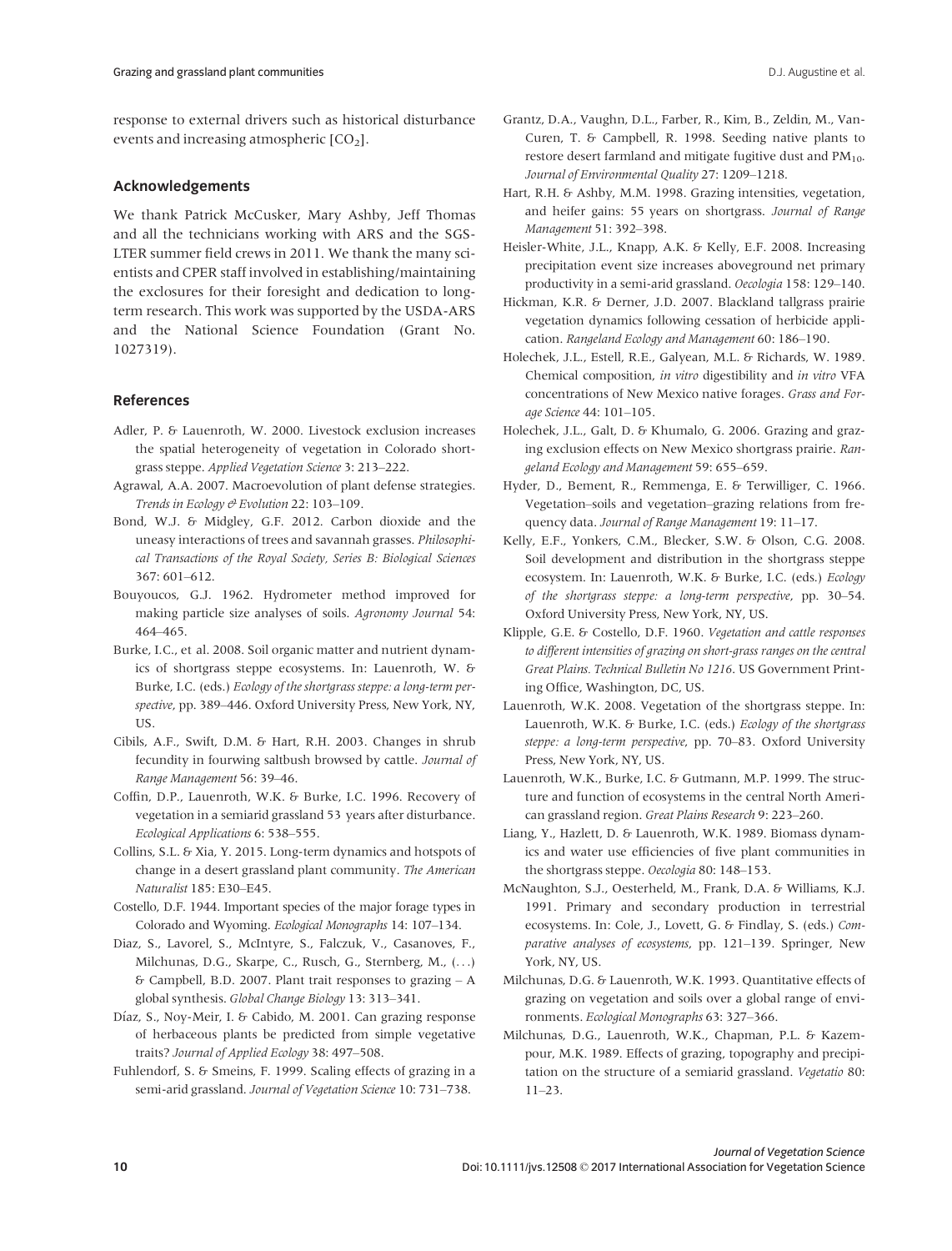response to external drivers such as historical disturbance events and increasing atmospheric [$CO_2$].

## Acknowledgements

We thank Patrick McCusker, Mary Ashby, Jeff Thomas and all the technicians working with ARS and the SGS-LTER summer field crews in 2011. We thank the many scientists and CPER staff involved in establishing/maintaining the exclosures for their foresight and dedication to long-term research. This work was supported by the USDA-ARS and the National Science Foundation (Grant No. 1027319).

## References

Adler, P. & Lauenroth, W. 2000. Livestock exclusion increases the spatial heterogeneity of vegetation in Colorado shortgrass steppe. *Applied Vegetation Science* 3: 213–222.

Agrawal, A.A. 2007. Macroevolution of plant defense strategies. *Trends in Ecology & Evolution* 22: 103–109.

Bond, W.J. & Midgley, G.F. 2012. Carbon dioxide and the uneasy interactions of trees and savannah grasses. *Philosophical Transactions of the Royal Society, Series B: Biological Sciences* 367: 601–612.

Bouyoucos, G.J. 1962. Hydrometer method improved for making particle size analyses of soils. *Agronomy Journal* 54: 464–465.

Burke, I.C., et al. 2008. Soil organic matter and nutrient dynamics of shortgrass steppe ecosystems. In: Lauenroth, W. & Burke, I.C. (eds.) *Ecology of the shortgrass steppe: a long-term perspective*, pp. 389–446. Oxford University Press, New York, NY, US.

Cibils, A.F., Swift, D.M. & Hart, R.H. 2003. Changes in shrub fecundity in fourwing saltbush browsed by cattle. *Journal of Range Management* 56: 39–46.

Coffin, D.P., Lauenroth, W.K. & Burke, I.C. 1996. Recovery of vegetation in a semiarid grassland 53 years after disturbance. *Ecological Applications* 6: 538–555.

Collins, S.L. & Xia, Y. 2015. Long-term dynamics and hotspots of change in a desert grassland plant community. *The American Naturalist* 185: E30–E45.

Costello, D.F. 1944. Important species of the major forage types in Colorado and Wyoming. *Ecological Monographs* 14: 107–134.

Diaz, S., Lavorel, S., McIntyre, S., Falczuk, V., Casanoves, F., Milchunas, D.G., Skarpe, C., Rusch, G., Sternberg, M., (...) & Campbell, B.D. 2007. Plant trait responses to grazing – A global synthesis. *Global Change Biology* 13: 313–341.

Díaz, S., Noy-Meir, I. & Cabido, M. 2001. Can grazing response of herbaceous plants be predicted from simple vegetative traits? *Journal of Applied Ecology* 38: 497–508.

Fuhlendorf, S. & Smeins, F. 1999. Scaling effects of grazing in a semi-arid grassland. *Journal of Vegetation Science* 10: 731–738.

Grantz, D.A., Vaughn, D.L., Farber, R., Kim, B., Zeldin, M., Van-Curen, T. & Campbell, R. 1998. Seeding native plants to restore desert farmland and mitigate fugitive dust and $PM_{10}$. *Journal of Environmental Quality* 27: 1209–1218.

Hart, R.H. & Ashby, M.M. 1998. Grazing intensities, vegetation, and heifer gains: 55 years on shortgrass. *Journal of Range Management* 51: 392–398.

Heisler-White, J.L., Knapp, A.K. & Kelly, E.F. 2008. Increasing precipitation event size increases aboveground net primary productivity in a semi-arid grassland. *Oecologia* 158: 129–140.

Hickman, K.R. & Derner, J.D. 2007. Blackland tallgrass prairie vegetation dynamics following cessation of herbicide application. *Rangeland Ecology and Management* 60: 186–190.

Holechek, J.L., Estell, R.E., Galyean, M.L. & Richards, W. 1989. Chemical composition, *in vitro* digestibility and *in vitro* VFA concentrations of New Mexico native forages. *Grass and Forage Science* 44: 101–105.

Holechek, J.L., Galt, D. & Khumalo, G. 2006. Grazing and grazing exclusion effects on New Mexico shortgrass prairie. *Rangeland Ecology and Management* 59: 655–659.

Hyder, D., Bement, R., Remmenga, E. & Terwilliger, C. 1966. Vegetation–soils and vegetation–grazing relations from frequency data. *Journal of Range Management* 19: 11–17.

Kelly, E.F., Yonkers, C.M., Blecker, S.W. & Olson, C.G. 2008. Soil development and distribution in the shortgrass steppe ecosystem. In: Lauenroth, W.K. & Burke, I.C. (eds.) *Ecology of the shortgrass steppe: a long-term perspective*, pp. 30–54. Oxford University Press, New York, NY, US.

Klipple, G.E. & Costello, D.F. 1960. *Vegetation and cattle responses to different intensities of grazing on short-grass ranges on the central Great Plains. Technical Bulletin No 1216*. US Government Printing Office, Washington, DC, US.

Lauenroth, W.K. 2008. Vegetation of the shortgrass steppe. In: Lauenroth, W.K. & Burke, I.C. (eds.) *Ecology of the shortgrass steppe: a long-term perspective*, pp. 70–83. Oxford University Press, New York, NY, US.

Lauenroth, W.K., Burke, I.C. & Gutmann, M.P. 1999. The structure and function of ecosystems in the central North American grassland region. *Great Plains Research* 9: 223–260.

Liang, Y., Hazlett, D. & Lauenroth, W.K. 1989. Biomass dynamics and water use efficiencies of five plant communities in the shortgrass steppe. *Oecologia* 80: 148–153.

McNaughton, S.J., Oesterheld, M., Frank, D.A. & Williams, K.J. 1991. Primary and secondary production in terrestrial ecosystems. In: Cole, J., Lovett, G. & Findlay, S. (eds.) *Comparative analyses of ecosystems*, pp. 121–139. Springer, New York, NY, US.

Milchunas, D.G. & Lauenroth, W.K. 1993. Quantitative effects of grazing on vegetation and soils over a global range of environments. *Ecological Monographs* 63: 327–366.

Milchunas, D.G., Lauenroth, W.K., Chapman, P.L. & Kazempour, M.K. 1989. Effects of grazing, topography and precipitation on the structure of a semiarid grassland. *Vegetatio* 80: 11–23.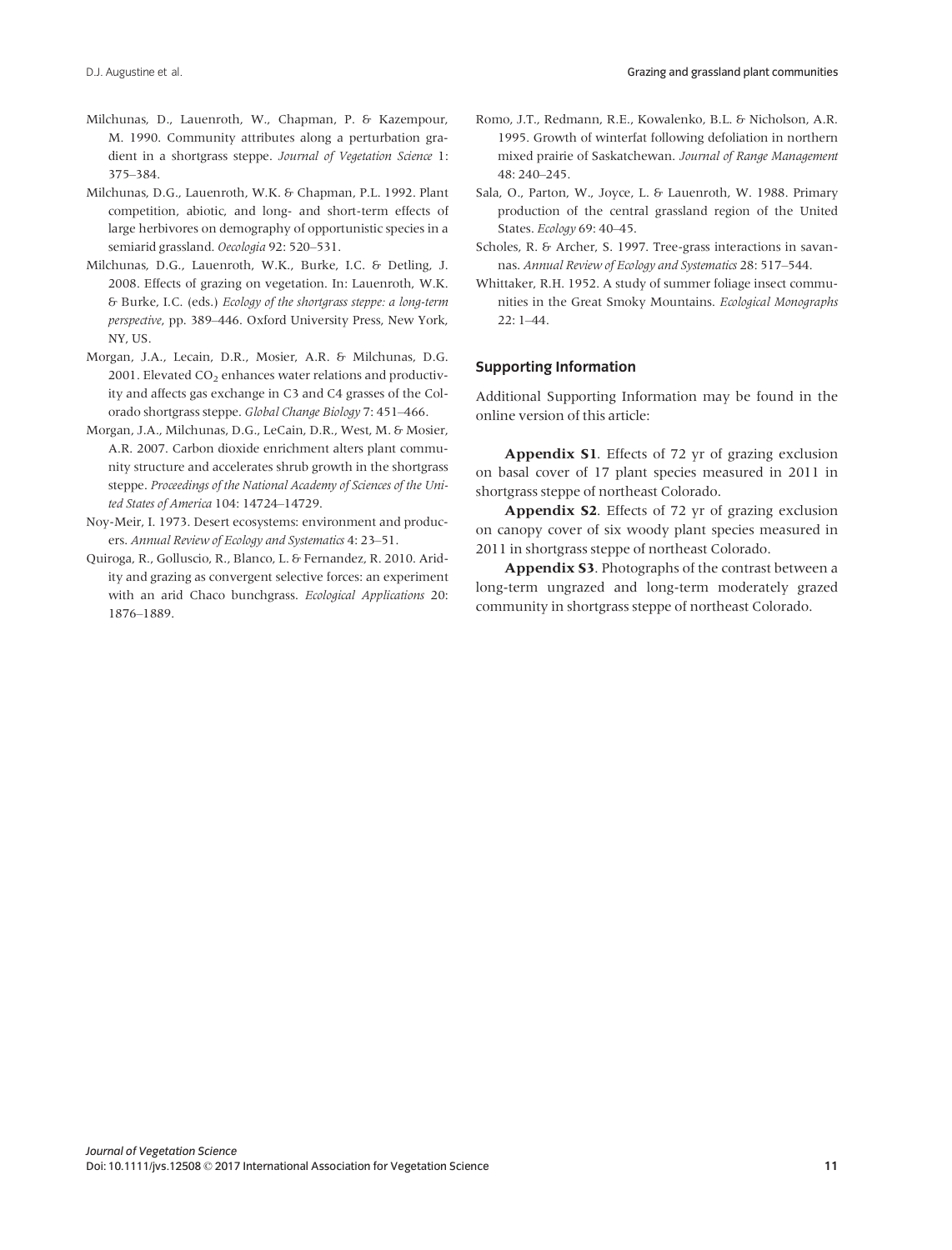Milchunas, D., Lauenroth, W., Chapman, P. & Kazempour, M. 1990. Community attributes along a perturbation gradient in a shortgrass steppe. *Journal of Vegetation Science* 1: 375–384.

Milchunas, D.G., Lauenroth, W.K. & Chapman, P.L. 1992. Plant competition, abiotic, and long- and short-term effects of large herbivores on demography of opportunistic species in a semiarid grassland. *Oecologia* 92: 520–531.

Milchunas, D.G., Lauenroth, W.K., Burke, I.C. & Detling, J. 2008. Effects of grazing on vegetation. In: Lauenroth, W.K. & Burke, I.C. (eds.) *Ecology of the shortgrass steppe: a long-term perspective*, pp. 389–446. Oxford University Press, New York, NY, US.

Morgan, J.A., Lecain, D.R., Mosier, A.R. & Milchunas, D.G. 2001. Elevated $CO_2$ enhances water relations and productivity and affects gas exchange in C3 and C4 grasses of the Colorado shortgrass steppe. *Global Change Biology* 7: 451–466.

Morgan, J.A., Milchunas, D.G., LeCain, D.R., West, M. & Mosier, A.R. 2007. Carbon dioxide enrichment alters plant community structure and accelerates shrub growth in the shortgrass steppe. *Proceedings of the National Academy of Sciences of the United States of America* 104: 14724–14729.

Noy-Meir, I. 1973. Desert ecosystems: environment and producers. *Annual Review of Ecology and Systematics* 4: 23–51.

Quiroga, R., Golluscio, R., Blanco, L. & Fernandez, R. 2010. Aridity and grazing as convergent selective forces: an experiment with an arid Chaco bunchgrass. *Ecological Applications* 20: 1876–1889.

Romo, J.T., Redmann, R.E., Kowalenko, B.L. & Nicholson, A.R. 1995. Growth of winterfat following defoliation in northern mixed prairie of Saskatchewan. *Journal of Range Management* 48: 240–245.

Sala, O., Parton, W., Joyce, L. & Lauenroth, W. 1988. Primary production of the central grassland region of the United States. *Ecology* 69: 40–45.

Scholes, R. & Archer, S. 1997. Tree-grass interactions in savannas. *Annual Review of Ecology and Systematics* 28: 517–544.

Whittaker, R.H. 1952. A study of summer foliage insect communities in the Great Smoky Mountains. *Ecological Monographs* 22: 1–44.

## Supporting Information

Additional Supporting Information may be found in the online version of this article:

**Appendix S1**. Effects of 72 yr of grazing exclusion on basal cover of 17 plant species measured in 2011 in shortgrass steppe of northeast Colorado.

**Appendix S2**. Effects of 72 yr of grazing exclusion on canopy cover of six woody plant species measured in 2011 in shortgrass steppe of northeast Colorado.

**Appendix S3**. Photographs of the contrast between a long-term ungrazed and long-term moderately grazed community in shortgrass steppe of northeast Colorado.